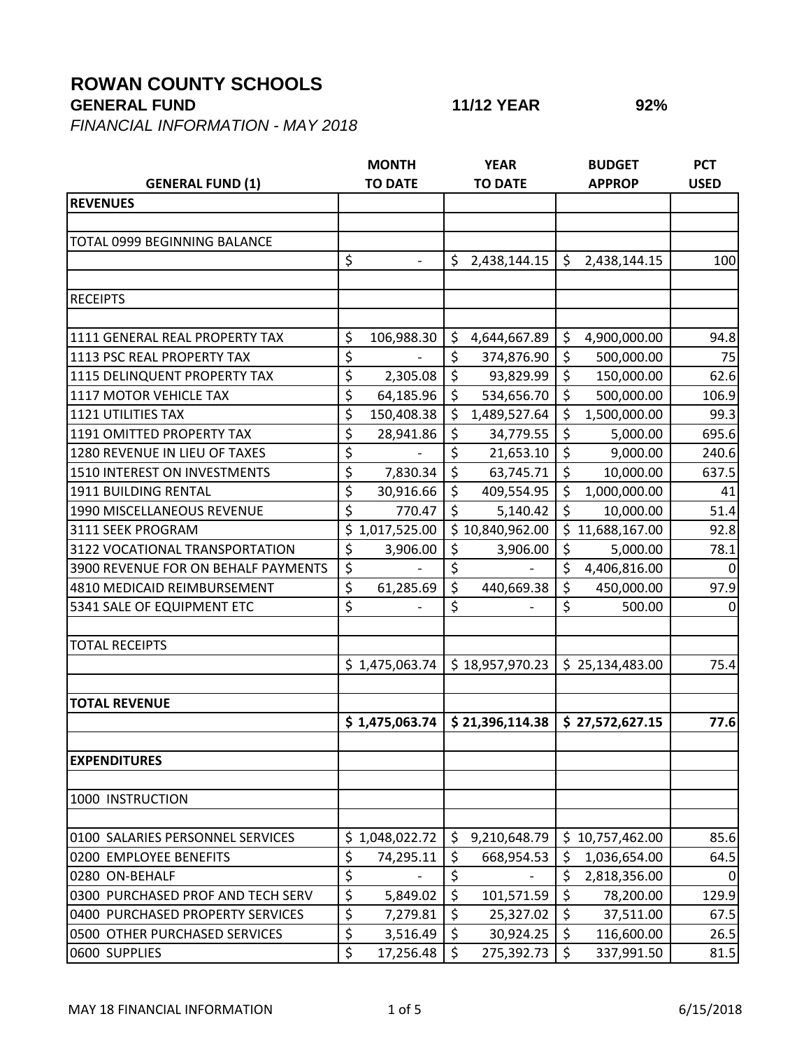# ROWAN COUNTY SCHOOLS

**GENERAL FUND** **11/12 YEAR** **92%**

*FINANCIAL INFORMATION - MAY 2018*

| GENERAL FUND (1) | MONTH TO DATE | YEAR TO DATE | BUDGET APPROP | PCT USED |
|---|---|---|---|---|
| **REVENUES** | | | | |
| | | | | |
| TOTAL 0999 BEGINNING BALANCE | | | | |
| | $ - | $ 2,438,144.15 | $ 2,438,144.15 | 100 |
| | | | | |
| RECEIPTS | | | | |
| | | | | |
| 1111 GENERAL REAL PROPERTY TAX | $ 106,988.30 | $ 4,644,667.89 | $ 4,900,000.00 | 94.8 |
| 1113 PSC REAL PROPERTY TAX | $ - | $ 374,876.90 | $ 500,000.00 | 75 |
| 1115 DELINQUENT PROPERTY TAX | $ 2,305.08 | $ 93,829.99 | $ 150,000.00 | 62.6 |
| 1117 MOTOR VEHICLE TAX | $ 64,185.96 | $ 534,656.70 | $ 500,000.00 | 106.9 |
| 1121 UTILITIES TAX | $ 150,408.38 | $ 1,489,527.64 | $ 1,500,000.00 | 99.3 |
| 1191 OMITTED PROPERTY TAX | $ 28,941.86 | $ 34,779.55 | $ 5,000.00 | 695.6 |
| 1280 REVENUE IN LIEU OF TAXES | $ - | $ 21,653.10 | $ 9,000.00 | 240.6 |
| 1510 INTEREST ON INVESTMENTS | $ 7,830.34 | $ 63,745.71 | $ 10,000.00 | 637.5 |
| 1911 BUILDING RENTAL | $ 30,916.66 | $ 409,554.95 | $ 1,000,000.00 | 41 |
| 1990 MISCELLANEOUS REVENUE | $ 770.47 | $ 5,140.42 | $ 10,000.00 | 51.4 |
| 3111 SEEK PROGRAM | $ 1,017,525.00 | $ 10,840,962.00 | $ 11,688,167.00 | 92.8 |
| 3122 VOCATIONAL TRANSPORTATION | $ 3,906.00 | $ 3,906.00 | $ 5,000.00 | 78.1 |
| 3900 REVENUE FOR ON BEHALF PAYMENTS | $ - | $ - | $ 4,406,816.00 | 0 |
| 4810 MEDICAID REIMBURSEMENT | $ 61,285.69 | $ 440,669.38 | $ 450,000.00 | 97.9 |
| 5341 SALE OF EQUIPMENT ETC | $ - | $ - | $ 500.00 | 0 |
| | | | | |
| TOTAL RECEIPTS | | | | |
| | $ 1,475,063.74 | $ 18,957,970.23 | $ 25,134,483.00 | 75.4 |
| | | | | |
| **TOTAL REVENUE** | | | | |
| | **$ 1,475,063.74** | **$ 21,396,114.38** | **$ 27,572,627.15** | **77.6** |
| | | | | |
| **EXPENDITURES** | | | | |
| | | | | |
| 1000 INSTRUCTION | | | | |
| | | | | |
| 0100 SALARIES PERSONNEL SERVICES | $ 1,048,022.72 | $ 9,210,648.79 | $ 10,757,462.00 | 85.6 |
| 0200 EMPLOYEE BENEFITS | $ 74,295.11 | $ 668,954.53 | $ 1,036,654.00 | 64.5 |
| 0280 ON-BEHALF | $ - | $ - | $ 2,818,356.00 | 0 |
| 0300 PURCHASED PROF AND TECH SERV | $ 5,849.02 | $ 101,571.59 | $ 78,200.00 | 129.9 |
| 0400 PURCHASED PROPERTY SERVICES | $ 7,279.81 | $ 25,327.02 | $ 37,511.00 | 67.5 |
| 0500 OTHER PURCHASED SERVICES | $ 3,516.49 | $ 30,924.25 | $ 116,600.00 | 26.5 |
| 0600 SUPPLIES | $ 17,256.48 | $ 275,392.73 | $ 337,991.50 | 81.5 |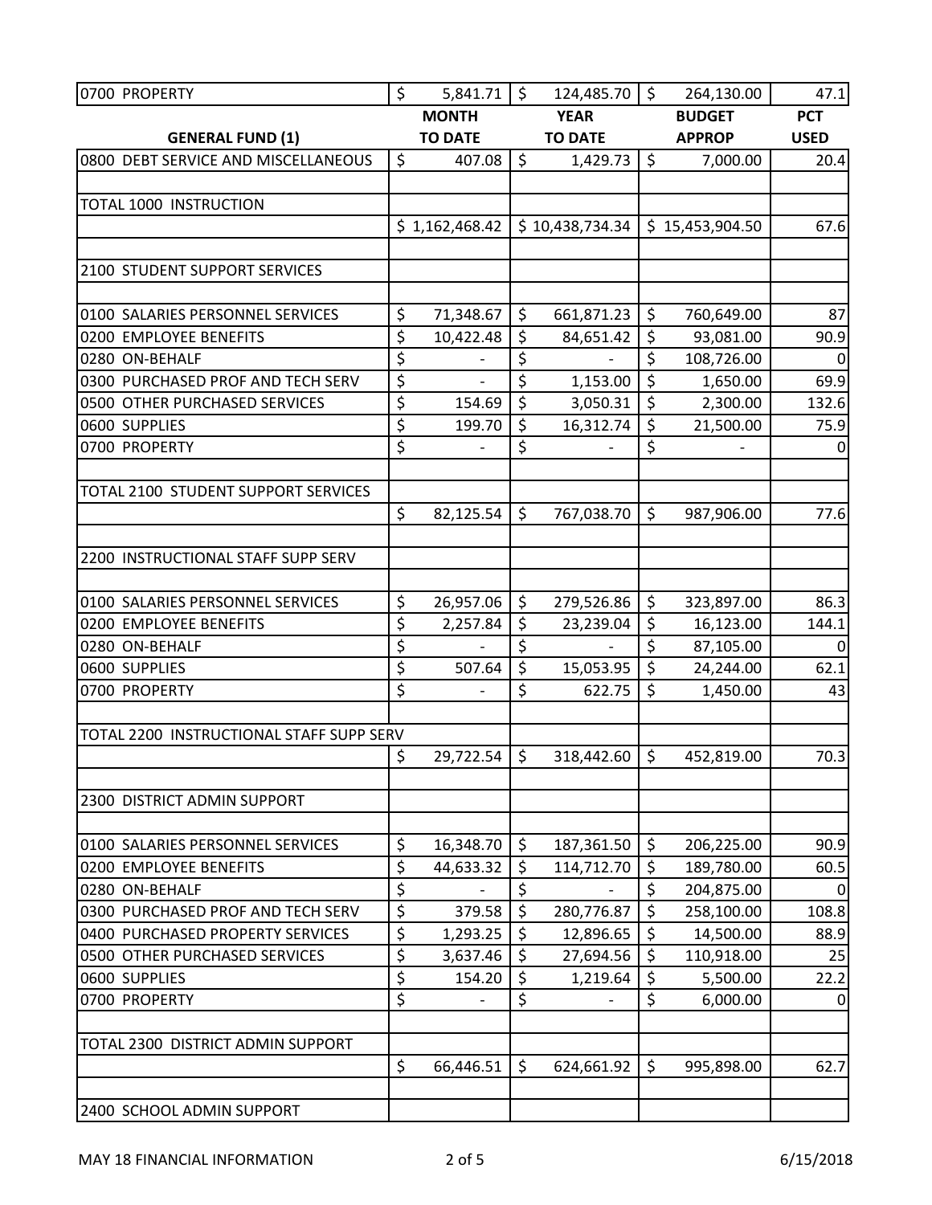| | | | | |
|---|---|---|---|---|
| 0700 PROPERTY | $ 5,841.71 | $ 124,485.70 | $ 264,130.00 | 47.1 |
| **GENERAL FUND (1)** | **MONTH TO DATE** | **YEAR TO DATE** | **BUDGET APPROP** | **PCT USED** |
| 0800 DEBT SERVICE AND MISCELLANEOUS | $ 407.08 | $ 1,429.73 | $ 7,000.00 | 20.4 |
| | | | | |
| TOTAL 1000 INSTRUCTION | | | | |
| | $ 1,162,468.42 | $ 10,438,734.34 | $ 15,453,904.50 | 67.6 |
| | | | | |
| 2100 STUDENT SUPPORT SERVICES | | | | |
| | | | | |
| 0100 SALARIES PERSONNEL SERVICES | $ 71,348.67 | $ 661,871.23 | $ 760,649.00 | 87 |
| 0200 EMPLOYEE BENEFITS | $ 10,422.48 | $ 84,651.42 | $ 93,081.00 | 90.9 |
| 0280 ON-BEHALF | $ - | $ - | $ 108,726.00 | 0 |
| 0300 PURCHASED PROF AND TECH SERV | $ - | $ 1,153.00 | $ 1,650.00 | 69.9 |
| 0500 OTHER PURCHASED SERVICES | $ 154.69 | $ 3,050.31 | $ 2,300.00 | 132.6 |
| 0600 SUPPLIES | $ 199.70 | $ 16,312.74 | $ 21,500.00 | 75.9 |
| 0700 PROPERTY | $ - | $ - | $ - | 0 |
| | | | | |
| TOTAL 2100 STUDENT SUPPORT SERVICES | | | | |
| | $ 82,125.54 | $ 767,038.70 | $ 987,906.00 | 77.6 |
| | | | | |
| 2200 INSTRUCTIONAL STAFF SUPP SERV | | | | |
| | | | | |
| 0100 SALARIES PERSONNEL SERVICES | $ 26,957.06 | $ 279,526.86 | $ 323,897.00 | 86.3 |
| 0200 EMPLOYEE BENEFITS | $ 2,257.84 | $ 23,239.04 | $ 16,123.00 | 144.1 |
| 0280 ON-BEHALF | $ - | $ - | $ 87,105.00 | 0 |
| 0600 SUPPLIES | $ 507.64 | $ 15,053.95 | $ 24,244.00 | 62.1 |
| 0700 PROPERTY | $ - | $ 622.75 | $ 1,450.00 | 43 |
| | | | | |
| TOTAL 2200 INSTRUCTIONAL STAFF SUPP SERV | | | | |
| | $ 29,722.54 | $ 318,442.60 | $ 452,819.00 | 70.3 |
| | | | | |
| 2300 DISTRICT ADMIN SUPPORT | | | | |
| | | | | |
| 0100 SALARIES PERSONNEL SERVICES | $ 16,348.70 | $ 187,361.50 | $ 206,225.00 | 90.9 |
| 0200 EMPLOYEE BENEFITS | $ 44,633.32 | $ 114,712.70 | $ 189,780.00 | 60.5 |
| 0280 ON-BEHALF | $ - | $ - | $ 204,875.00 | 0 |
| 0300 PURCHASED PROF AND TECH SERV | $ 379.58 | $ 280,776.87 | $ 258,100.00 | 108.8 |
| 0400 PURCHASED PROPERTY SERVICES | $ 1,293.25 | $ 12,896.65 | $ 14,500.00 | 88.9 |
| 0500 OTHER PURCHASED SERVICES | $ 3,637.46 | $ 27,694.56 | $ 110,918.00 | 25 |
| 0600 SUPPLIES | $ 154.20 | $ 1,219.64 | $ 5,500.00 | 22.2 |
| 0700 PROPERTY | $ - | $ - | $ 6,000.00 | 0 |
| | | | | |
| TOTAL 2300 DISTRICT ADMIN SUPPORT | | | | |
| | $ 66,446.51 | $ 624,661.92 | $ 995,898.00 | 62.7 |
| | | | | |
| 2400 SCHOOL ADMIN SUPPORT | | | | |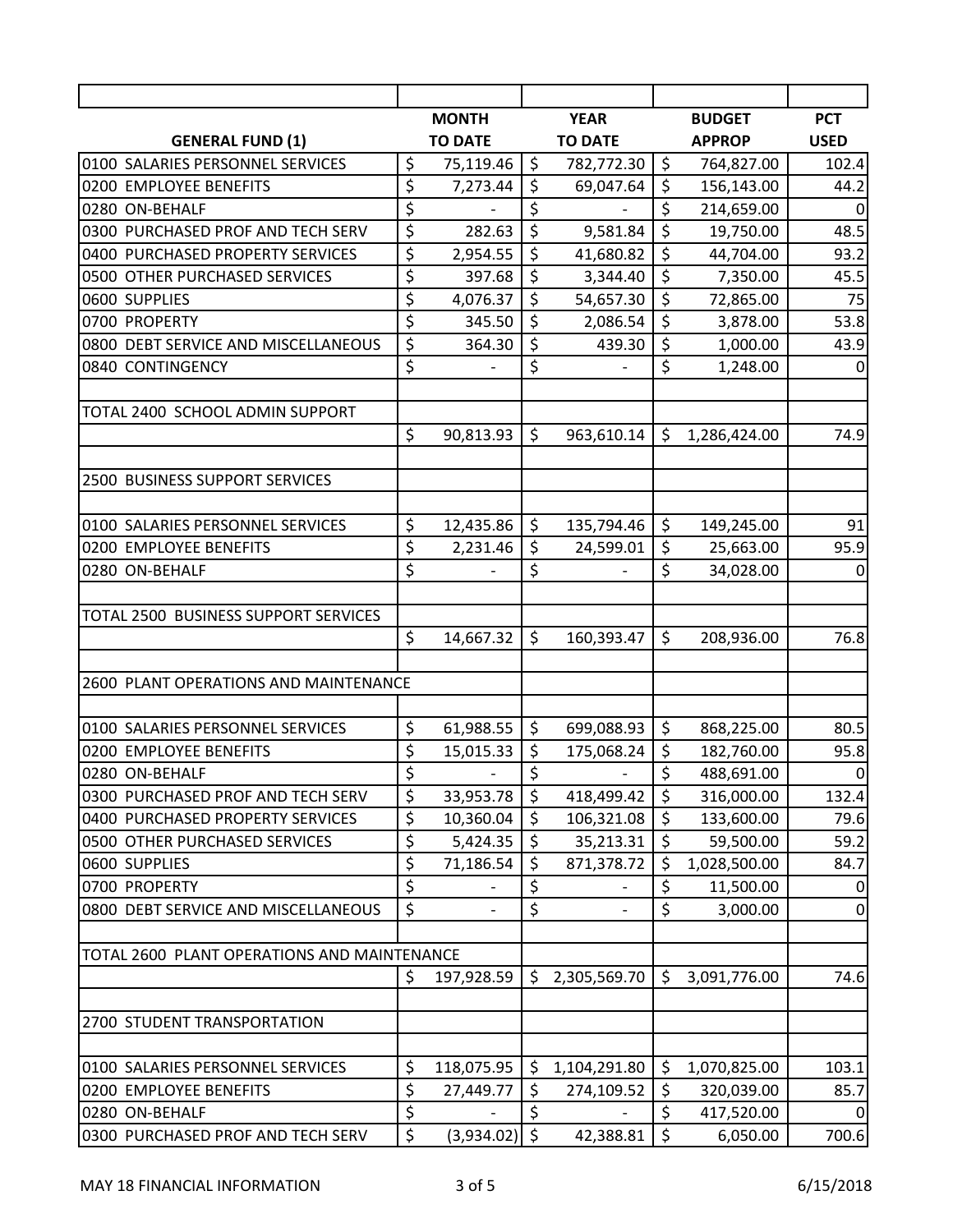| GENERAL FUND (1) | MONTH TO DATE | YEAR TO DATE | BUDGET APPROP | PCT USED |
|---|---|---|---|---|
| 0100 SALARIES PERSONNEL SERVICES | $ 75,119.46 | $ 782,772.30 | $ 764,827.00 | 102.4 |
| 0200 EMPLOYEE BENEFITS | $ 7,273.44 | $ 69,047.64 | $ 156,143.00 | 44.2 |
| 0280 ON-BEHALF | $ - | $ - | $ 214,659.00 | 0 |
| 0300 PURCHASED PROF AND TECH SERV | $ 282.63 | $ 9,581.84 | $ 19,750.00 | 48.5 |
| 0400 PURCHASED PROPERTY SERVICES | $ 2,954.55 | $ 41,680.82 | $ 44,704.00 | 93.2 |
| 0500 OTHER PURCHASED SERVICES | $ 397.68 | $ 3,344.40 | $ 7,350.00 | 45.5 |
| 0600 SUPPLIES | $ 4,076.37 | $ 54,657.30 | $ 72,865.00 | 75 |
| 0700 PROPERTY | $ 345.50 | $ 2,086.54 | $ 3,878.00 | 53.8 |
| 0800 DEBT SERVICE AND MISCELLANEOUS | $ 364.30 | $ 439.30 | $ 1,000.00 | 43.9 |
| 0840 CONTINGENCY | $ - | $ - | $ 1,248.00 | 0 |
| | | | | |
| TOTAL 2400 SCHOOL ADMIN SUPPORT | | | | |
| | $ 90,813.93 | $ 963,610.14 | $ 1,286,424.00 | 74.9 |
| | | | | |
| 2500 BUSINESS SUPPORT SERVICES | | | | |
| | | | | |
| 0100 SALARIES PERSONNEL SERVICES | $ 12,435.86 | $ 135,794.46 | $ 149,245.00 | 91 |
| 0200 EMPLOYEE BENEFITS | $ 2,231.46 | $ 24,599.01 | $ 25,663.00 | 95.9 |
| 0280 ON-BEHALF | $ - | $ - | $ 34,028.00 | 0 |
| | | | | |
| TOTAL 2500 BUSINESS SUPPORT SERVICES | | | | |
| | $ 14,667.32 | $ 160,393.47 | $ 208,936.00 | 76.8 |
| | | | | |
| 2600 PLANT OPERATIONS AND MAINTENANCE | | | | |
| | | | | |
| 0100 SALARIES PERSONNEL SERVICES | $ 61,988.55 | $ 699,088.93 | $ 868,225.00 | 80.5 |
| 0200 EMPLOYEE BENEFITS | $ 15,015.33 | $ 175,068.24 | $ 182,760.00 | 95.8 |
| 0280 ON-BEHALF | $ - | $ - | $ 488,691.00 | 0 |
| 0300 PURCHASED PROF AND TECH SERV | $ 33,953.78 | $ 418,499.42 | $ 316,000.00 | 132.4 |
| 0400 PURCHASED PROPERTY SERVICES | $ 10,360.04 | $ 106,321.08 | $ 133,600.00 | 79.6 |
| 0500 OTHER PURCHASED SERVICES | $ 5,424.35 | $ 35,213.31 | $ 59,500.00 | 59.2 |
| 0600 SUPPLIES | $ 71,186.54 | $ 871,378.72 | $ 1,028,500.00 | 84.7 |
| 0700 PROPERTY | $ - | $ - | $ 11,500.00 | 0 |
| 0800 DEBT SERVICE AND MISCELLANEOUS | $ - | $ - | $ 3,000.00 | 0 |
| | | | | |
| TOTAL 2600 PLANT OPERATIONS AND MAINTENANCE | | | | |
| | $ 197,928.59 | $ 2,305,569.70 | $ 3,091,776.00 | 74.6 |
| | | | | |
| 2700 STUDENT TRANSPORTATION | | | | |
| | | | | |
| 0100 SALARIES PERSONNEL SERVICES | $ 118,075.95 | $ 1,104,291.80 | $ 1,070,825.00 | 103.1 |
| 0200 EMPLOYEE BENEFITS | $ 27,449.77 | $ 274,109.52 | $ 320,039.00 | 85.7 |
| 0280 ON-BEHALF | $ - | $ - | $ 417,520.00 | 0 |
| 0300 PURCHASED PROF AND TECH SERV | $ (3,934.02) | $ 42,388.81 | $ 6,050.00 | 700.6 |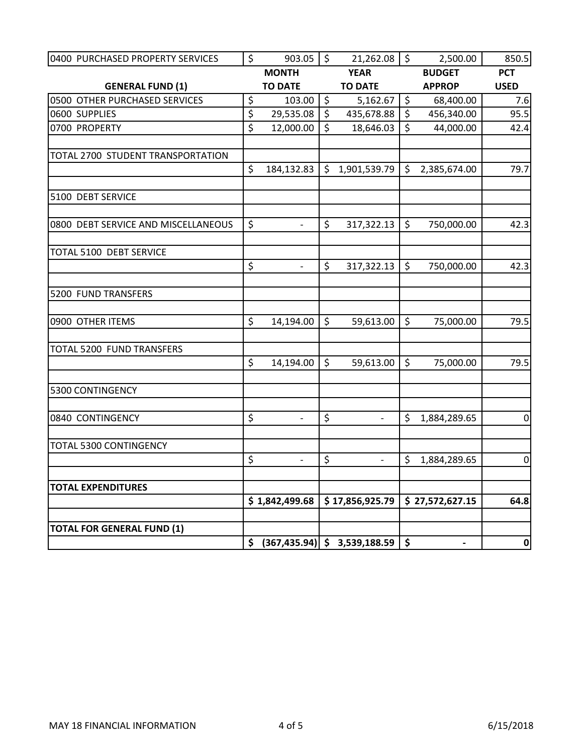| 0400 PURCHASED PROPERTY SERVICES | $ 903.05 | $ 21,262.08 | $ 2,500.00 | 850.5 |
|---|---|---|---|---|
| **GENERAL FUND (1)** | **MONTH TO DATE** | **YEAR TO DATE** | **BUDGET APPROP** | **PCT USED** |
| 0500 OTHER PURCHASED SERVICES | $ 103.00 | $ 5,162.67 | $ 68,400.00 | 7.6 |
| 0600 SUPPLIES | $ 29,535.08 | $ 435,678.88 | $ 456,340.00 | 95.5 |
| 0700 PROPERTY | $ 12,000.00 | $ 18,646.03 | $ 44,000.00 | 42.4 |
| | | | | |
| TOTAL 2700 STUDENT TRANSPORTATION | | | | |
| | $ 184,132.83 | $ 1,901,539.79 | $ 2,385,674.00 | 79.7 |
| | | | | |
| 5100 DEBT SERVICE | | | | |
| | | | | |
| 0800 DEBT SERVICE AND MISCELLANEOUS | $ - | $ 317,322.13 | $ 750,000.00 | 42.3 |
| | | | | |
| TOTAL 5100 DEBT SERVICE | | | | |
| | $ - | $ 317,322.13 | $ 750,000.00 | 42.3 |
| | | | | |
| 5200 FUND TRANSFERS | | | | |
| | | | | |
| 0900 OTHER ITEMS | $ 14,194.00 | $ 59,613.00 | $ 75,000.00 | 79.5 |
| | | | | |
| TOTAL 5200 FUND TRANSFERS | | | | |
| | $ 14,194.00 | $ 59,613.00 | $ 75,000.00 | 79.5 |
| | | | | |
| 5300 CONTINGENCY | | | | |
| | | | | |
| 0840 CONTINGENCY | $ - | $ - | $ 1,884,289.65 | 0 |
| | | | | |
| TOTAL 5300 CONTINGENCY | | | | |
| | $ - | $ - | $ 1,884,289.65 | 0 |
| | | | | |
| **TOTAL EXPENDITURES** | | | | |
| | **$ 1,842,499.68** | **$ 17,856,925.79** | **$ 27,572,627.15** | **64.8** |
| | | | | |
| **TOTAL FOR GENERAL FUND (1)** | | | | |
| | **$ (367,435.94)** | **$ 3,539,188.59** | **$ -** | **0** |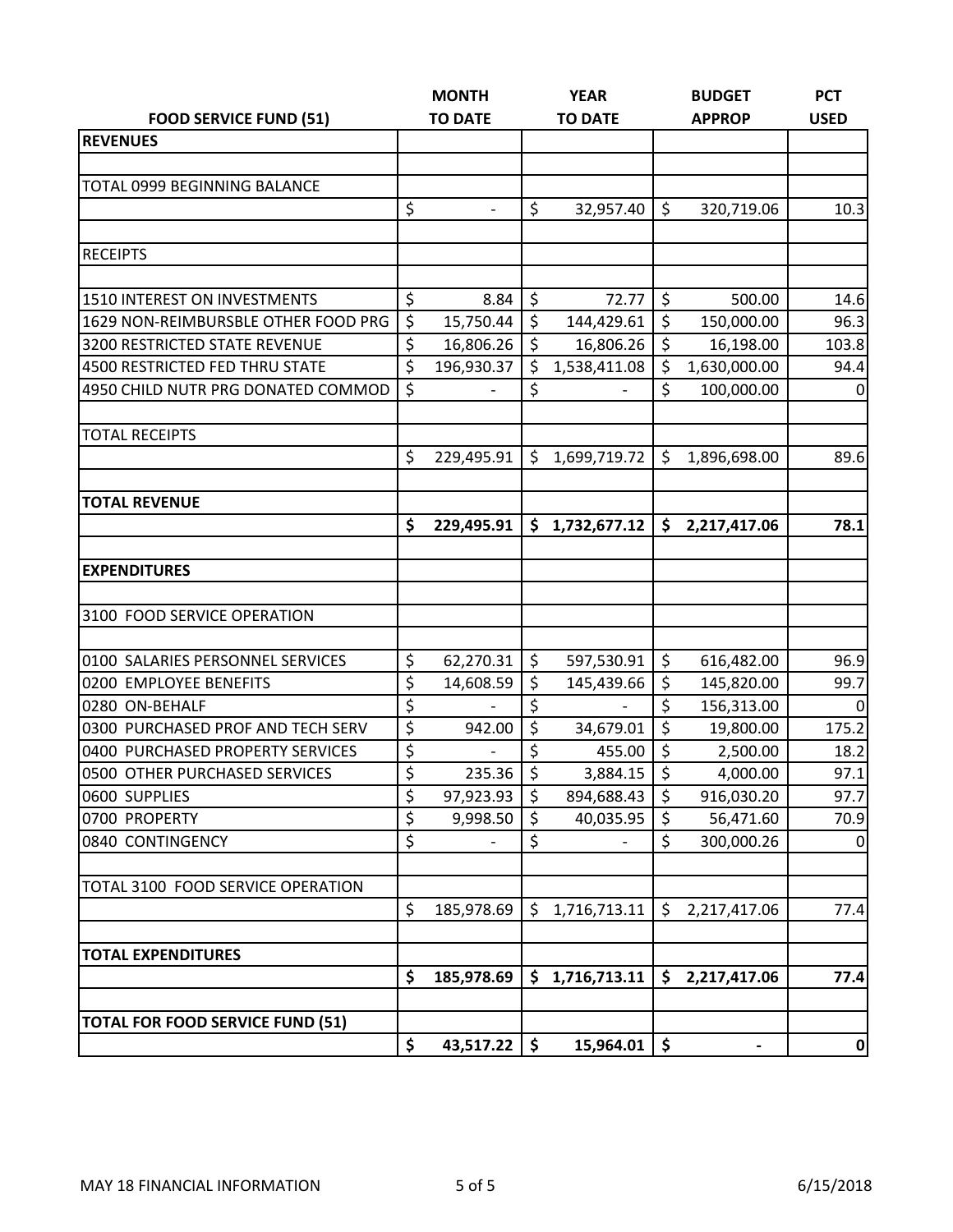| FOOD SERVICE FUND (51) | MONTH TO DATE | YEAR TO DATE | BUDGET APPROP | PCT USED |
|---|---|---|---|---|
| **REVENUES** | | | | |
| | | | | |
| TOTAL 0999 BEGINNING BALANCE | | | | |
| | $ - | $ 32,957.40 | $ 320,719.06 | 10.3 |
| | | | | |
| RECEIPTS | | | | |
| | | | | |
| 1510 INTEREST ON INVESTMENTS | $ 8.84 | $ 72.77 | $ 500.00 | 14.6 |
| 1629 NON-REIMBURSBLE OTHER FOOD PRG | $ 15,750.44 | $ 144,429.61 | $ 150,000.00 | 96.3 |
| 3200 RESTRICTED STATE REVENUE | $ 16,806.26 | $ 16,806.26 | $ 16,198.00 | 103.8 |
| 4500 RESTRICTED FED THRU STATE | $ 196,930.37 | $ 1,538,411.08 | $ 1,630,000.00 | 94.4 |
| 4950 CHILD NUTR PRG DONATED COMMOD | $ - | $ - | $ 100,000.00 | 0 |
| | | | | |
| TOTAL RECEIPTS | | | | |
| | $ 229,495.91 | $ 1,699,719.72 | $ 1,896,698.00 | 89.6 |
| | | | | |
| **TOTAL REVENUE** | | | | |
| | **$ 229,495.91** | **$ 1,732,677.12** | **$ 2,217,417.06** | **78.1** |
| | | | | |
| **EXPENDITURES** | | | | |
| | | | | |
| 3100 FOOD SERVICE OPERATION | | | | |
| | | | | |
| 0100 SALARIES PERSONNEL SERVICES | $ 62,270.31 | $ 597,530.91 | $ 616,482.00 | 96.9 |
| 0200 EMPLOYEE BENEFITS | $ 14,608.59 | $ 145,439.66 | $ 145,820.00 | 99.7 |
| 0280 ON-BEHALF | $ - | $ - | $ 156,313.00 | 0 |
| 0300 PURCHASED PROF AND TECH SERV | $ 942.00 | $ 34,679.01 | $ 19,800.00 | 175.2 |
| 0400 PURCHASED PROPERTY SERVICES | $ - | $ 455.00 | $ 2,500.00 | 18.2 |
| 0500 OTHER PURCHASED SERVICES | $ 235.36 | $ 3,884.15 | $ 4,000.00 | 97.1 |
| 0600 SUPPLIES | $ 97,923.93 | $ 894,688.43 | $ 916,030.20 | 97.7 |
| 0700 PROPERTY | $ 9,998.50 | $ 40,035.95 | $ 56,471.60 | 70.9 |
| 0840 CONTINGENCY | $ - | $ - | $ 300,000.26 | 0 |
| | | | | |
| TOTAL 3100 FOOD SERVICE OPERATION | | | | |
| | $ 185,978.69 | $ 1,716,713.11 | $ 2,217,417.06 | 77.4 |
| | | | | |
| **TOTAL EXPENDITURES** | | | | |
| | **$ 185,978.69** | **$ 1,716,713.11** | **$ 2,217,417.06** | **77.4** |
| | | | | |
| **TOTAL FOR FOOD SERVICE FUND (51)** | | | | |
| | **$ 43,517.22** | **$ 15,964.01** | **$ -** | **0** |

MAY 18 FINANCIAL INFORMATION

6/15/2018